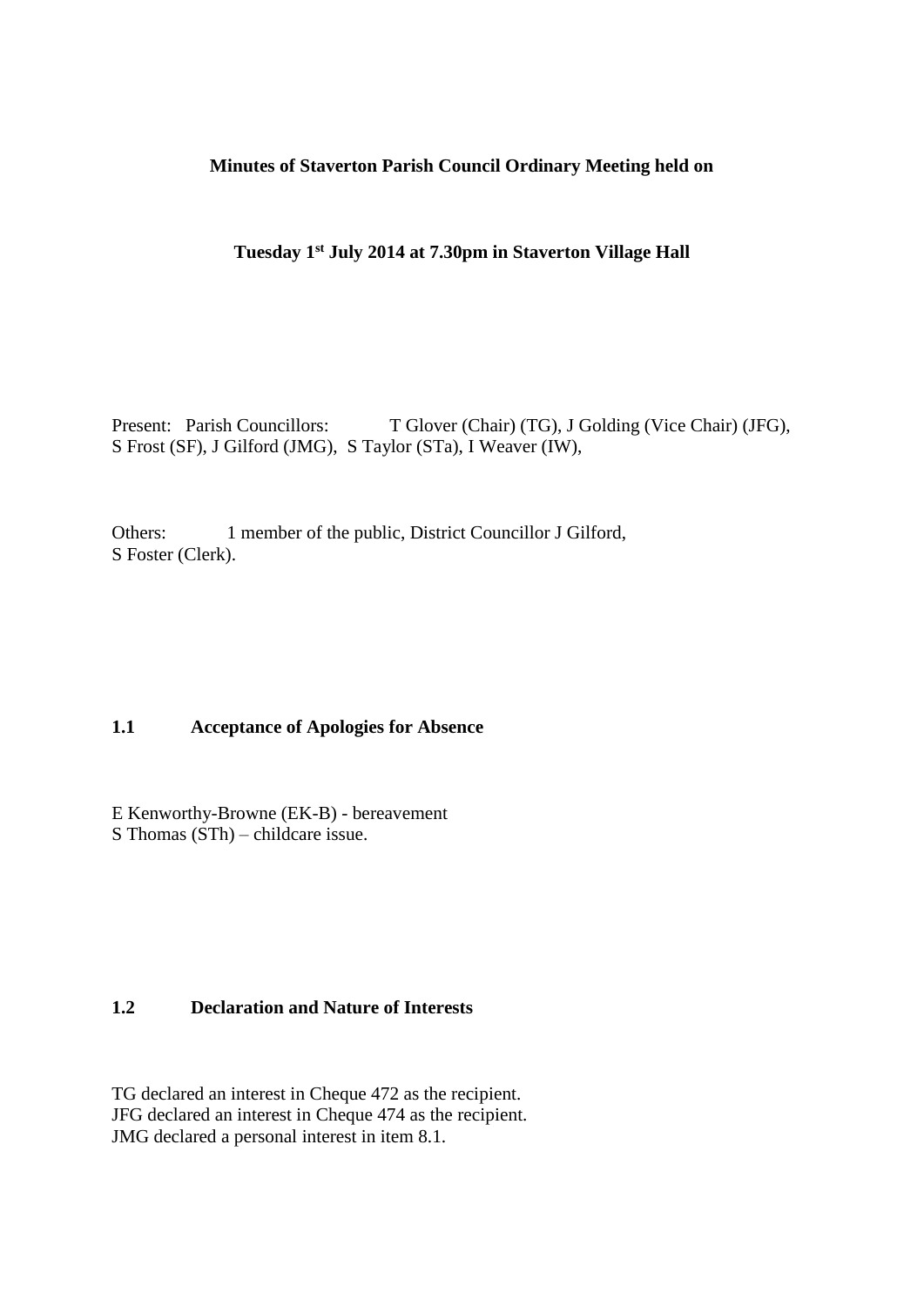**Minutes of Staverton Parish Council Ordinary Meeting held on**

**Tuesday 1st July 2014 at 7.30pm in Staverton Village Hall**

Present: Parish Councillors: T Glover (Chair) (TG), J Golding (Vice Chair) (JFG), S Frost (SF), J Gilford (JMG), S Taylor (STa), I Weaver (IW),

Others: 1 member of the public, District Councillor J Gilford, S Foster (Clerk).

### 1.1 Acceptance of Apologies for Absence

E Kenworthy-Browne (EK-B) - bereavement
S Thomas (STh) – childcare issue.

### 1.2 Declaration and Nature of Interests

TG declared an interest in Cheque 472 as the recipient.
JFG declared an interest in Cheque 474 as the recipient.
JMG declared a personal interest in item 8.1.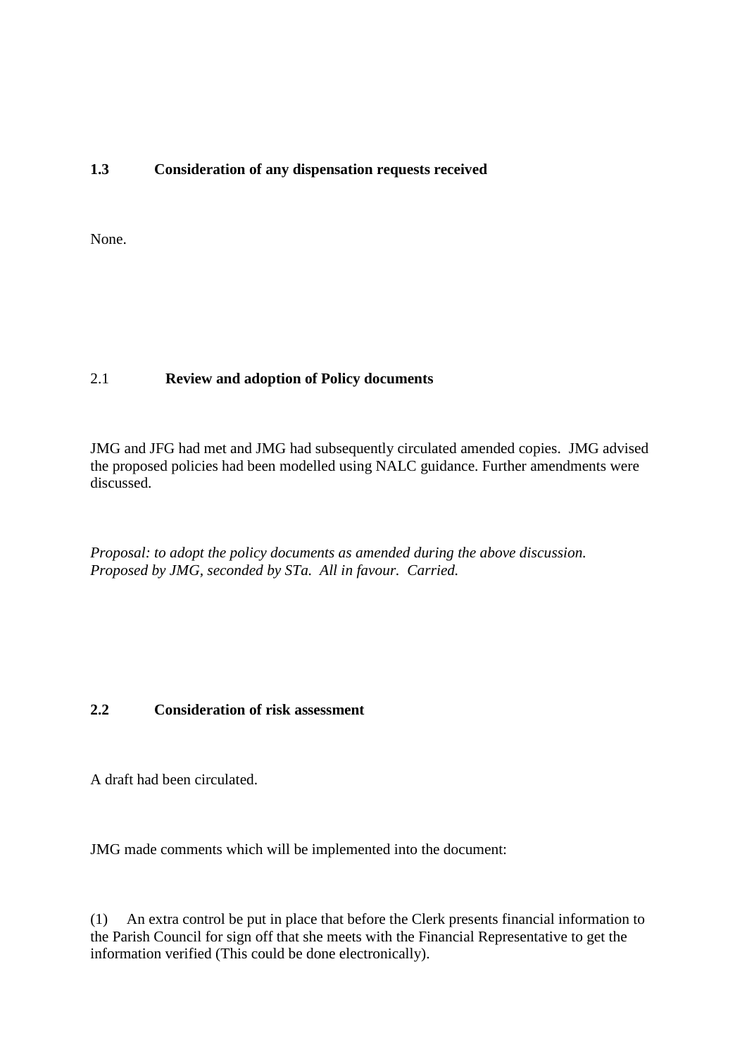**1.3 Consideration of any dispensation requests received**

None.

2.1 **Review and adoption of Policy documents**

JMG and JFG had met and JMG had subsequently circulated amended copies. JMG advised the proposed policies had been modelled using NALC guidance. Further amendments were discussed.

*Proposal: to adopt the policy documents as amended during the above discussion. Proposed by JMG, seconded by STa. All in favour. Carried.*

**2.2 Consideration of risk assessment**

A draft had been circulated.

JMG made comments which will be implemented into the document:

(1) An extra control be put in place that before the Clerk presents financial information to the Parish Council for sign off that she meets with the Financial Representative to get the information verified (This could be done electronically).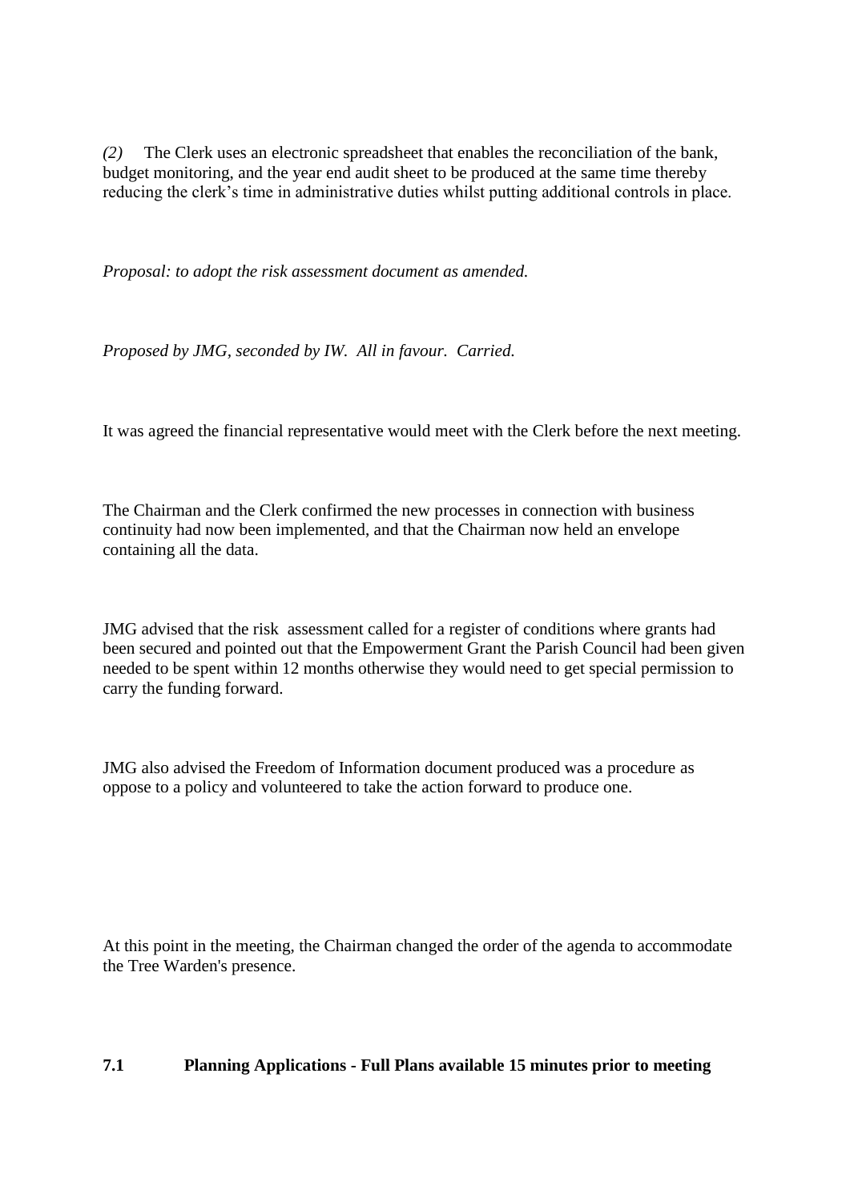*(2)* The Clerk uses an electronic spreadsheet that enables the reconciliation of the bank, budget monitoring, and the year end audit sheet to be produced at the same time thereby reducing the clerk's time in administrative duties whilst putting additional controls in place.

*Proposal: to adopt the risk assessment document as amended.*

*Proposed by JMG, seconded by IW. All in favour. Carried.*

It was agreed the financial representative would meet with the Clerk before the next meeting.

The Chairman and the Clerk confirmed the new processes in connection with business continuity had now been implemented, and that the Chairman now held an envelope containing all the data.

JMG advised that the risk assessment called for a register of conditions where grants had been secured and pointed out that the Empowerment Grant the Parish Council had been given needed to be spent within 12 months otherwise they would need to get special permission to carry the funding forward.

JMG also advised the Freedom of Information document produced was a procedure as oppose to a policy and volunteered to take the action forward to produce one.

At this point in the meeting, the Chairman changed the order of the agenda to accommodate the Tree Warden's presence.

**7.1 Planning Applications - Full Plans available 15 minutes prior to meeting**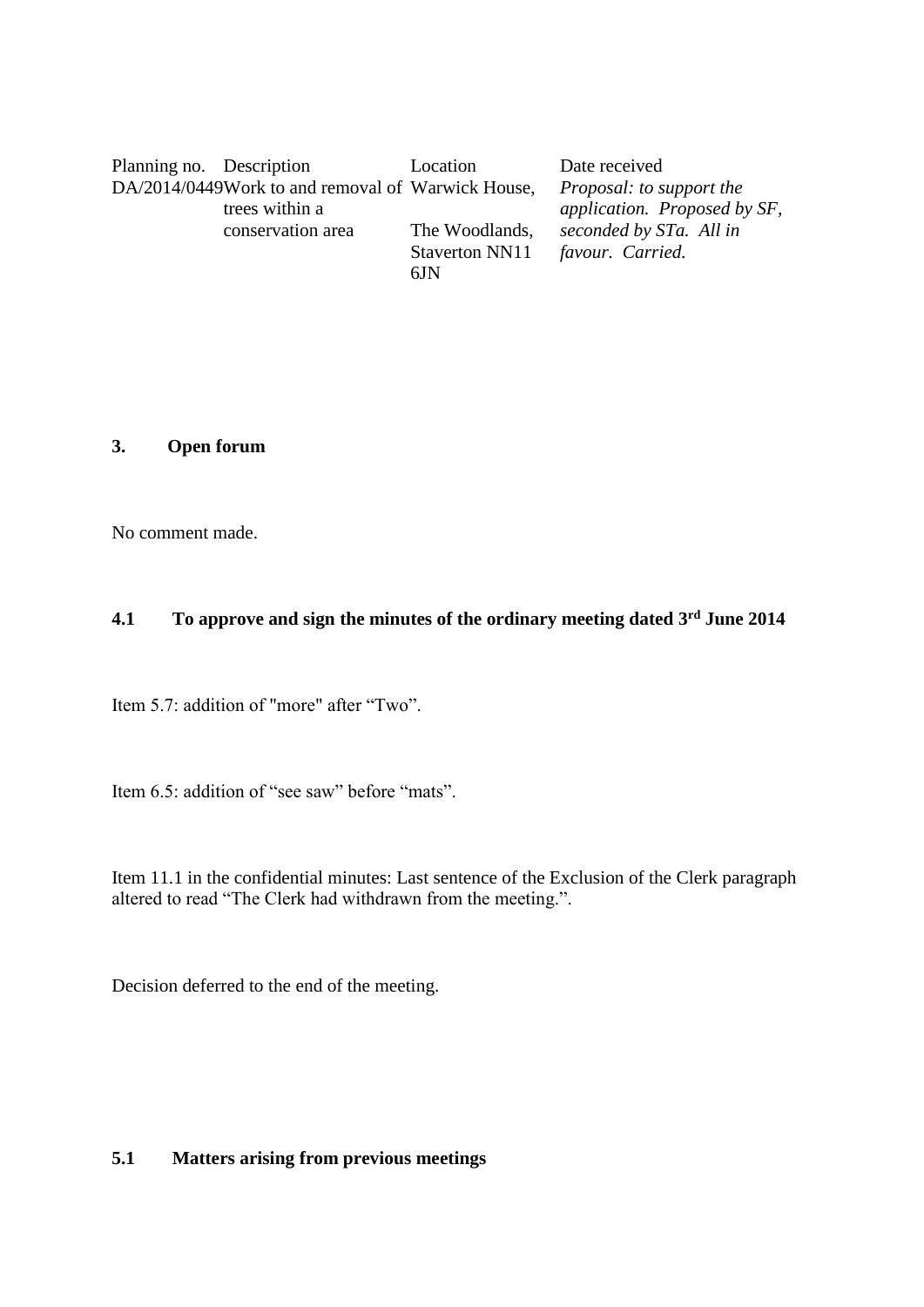| Planning no. | Description | Location | Date received |
| --- | --- | --- | --- |
| DA/2014/0449 | Work to and removal of trees within a conservation area | Warwick House, The Woodlands, Staverton NN11 6JN | *Proposal: to support the application. Proposed by SF, seconded by STa. All in favour. Carried.* |

### 3. Open forum

No comment made.

### 4.1 To approve and sign the minutes of the ordinary meeting dated 3rd June 2014

Item 5.7: addition of "more" after "Two".

Item 6.5: addition of "see saw" before "mats".

Item 11.1 in the confidential minutes: Last sentence of the Exclusion of the Clerk paragraph altered to read "The Clerk had withdrawn from the meeting.".

Decision deferred to the end of the meeting.

### 5.1 Matters arising from previous meetings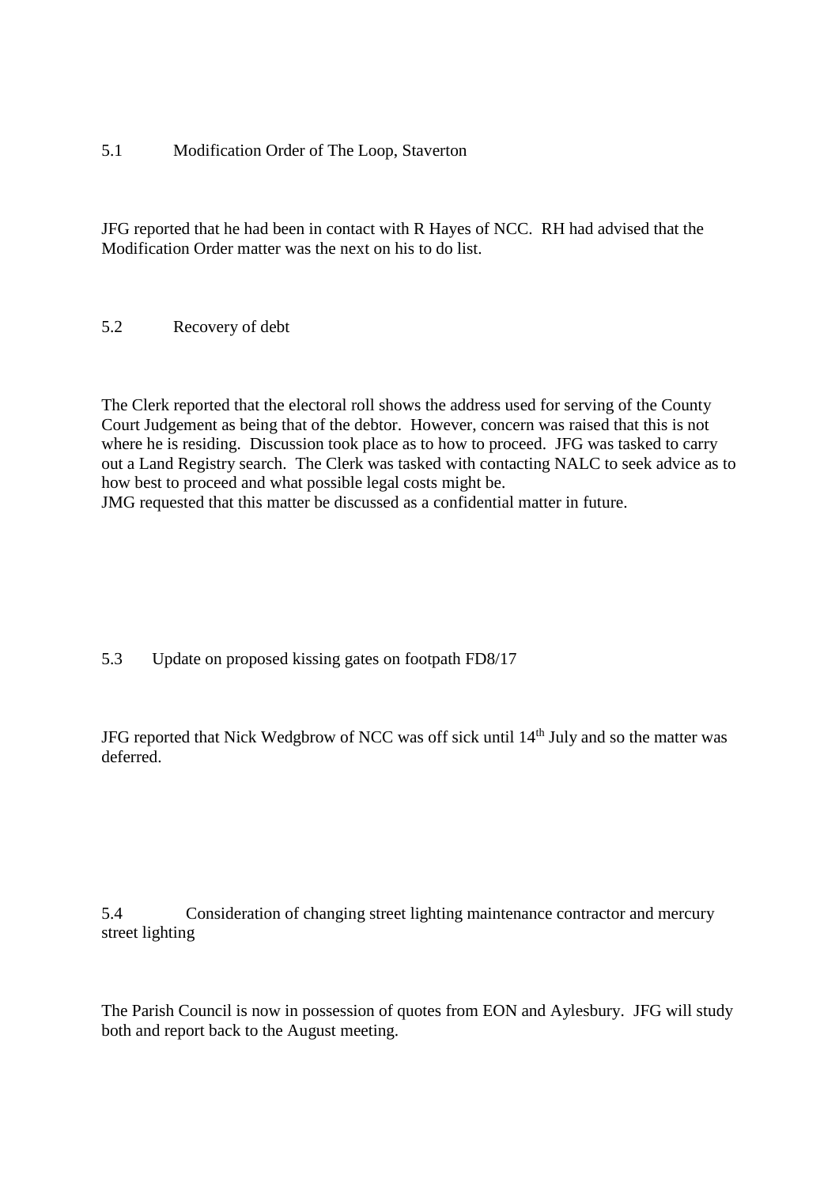5.1 Modification Order of The Loop, Staverton

JFG reported that he had been in contact with R Hayes of NCC. RH had advised that the Modification Order matter was the next on his to do list.

5.2 Recovery of debt

The Clerk reported that the electoral roll shows the address used for serving of the County Court Judgement as being that of the debtor. However, concern was raised that this is not where he is residing. Discussion took place as to how to proceed. JFG was tasked to carry out a Land Registry search. The Clerk was tasked with contacting NALC to seek advice as to how best to proceed and what possible legal costs might be.
JMG requested that this matter be discussed as a confidential matter in future.

5.3 Update on proposed kissing gates on footpath FD8/17

JFG reported that Nick Wedgbrow of NCC was off sick until 14th July and so the matter was deferred.

5.4 Consideration of changing street lighting maintenance contractor and mercury street lighting

The Parish Council is now in possession of quotes from EON and Aylesbury. JFG will study both and report back to the August meeting.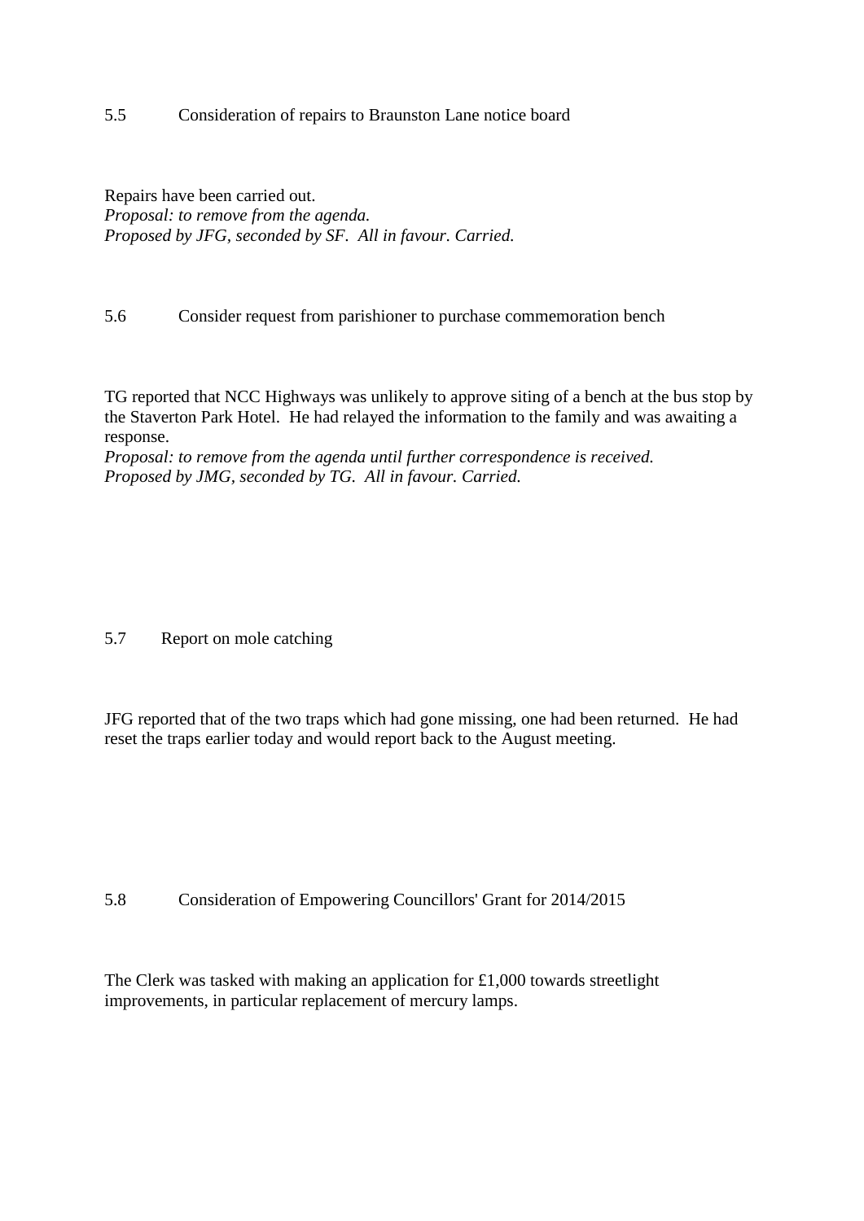5.5 Consideration of repairs to Braunston Lane notice board

Repairs have been carried out.
*Proposal: to remove from the agenda.*
*Proposed by JFG, seconded by SF. All in favour. Carried.*

5.6 Consider request from parishioner to purchase commemoration bench

TG reported that NCC Highways was unlikely to approve siting of a bench at the bus stop by the Staverton Park Hotel. He had relayed the information to the family and was awaiting a response.
*Proposal: to remove from the agenda until further correspondence is received.*
*Proposed by JMG, seconded by TG. All in favour. Carried.*

5.7 Report on mole catching

JFG reported that of the two traps which had gone missing, one had been returned. He had reset the traps earlier today and would report back to the August meeting.

5.8 Consideration of Empowering Councillors' Grant for 2014/2015

The Clerk was tasked with making an application for £1,000 towards streetlight improvements, in particular replacement of mercury lamps.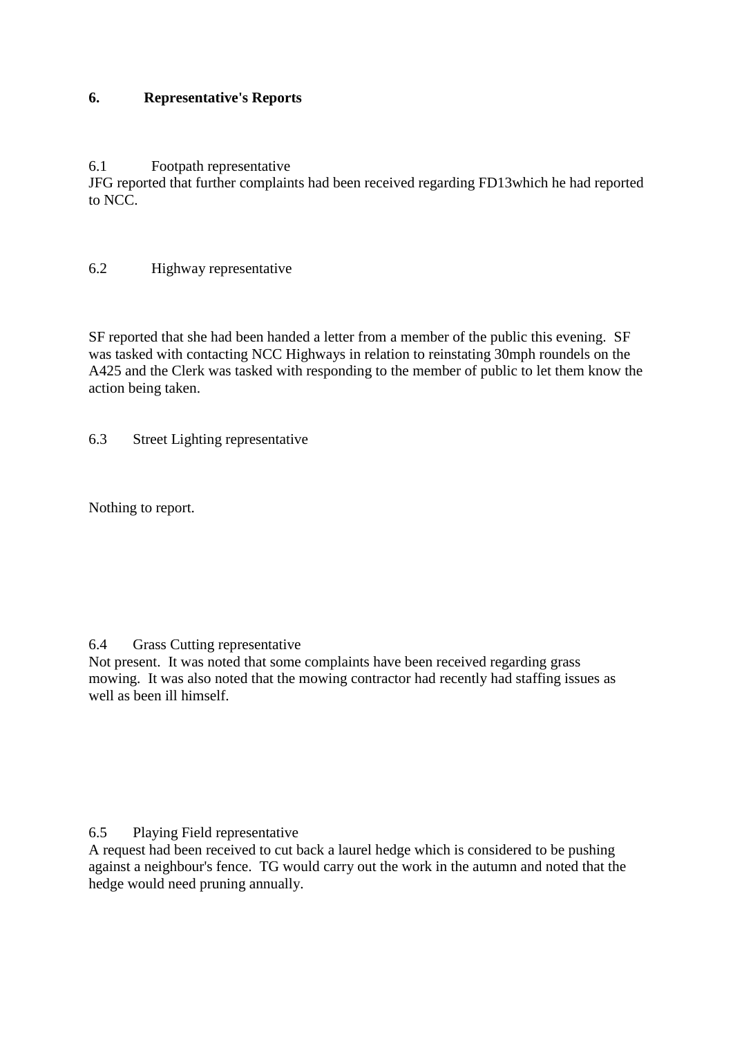## 6. Representative's Reports

6.1 Footpath representative

JFG reported that further complaints had been received regarding FD13which he had reported to NCC.

6.2 Highway representative

SF reported that she had been handed a letter from a member of the public this evening. SF was tasked with contacting NCC Highways in relation to reinstating 30mph roundels on the A425 and the Clerk was tasked with responding to the member of public to let them know the action being taken.

6.3 Street Lighting representative

Nothing to report.

6.4 Grass Cutting representative

Not present. It was noted that some complaints have been received regarding grass mowing. It was also noted that the mowing contractor had recently had staffing issues as well as been ill himself.

6.5 Playing Field representative

A request had been received to cut back a laurel hedge which is considered to be pushing against a neighbour's fence. TG would carry out the work in the autumn and noted that the hedge would need pruning annually.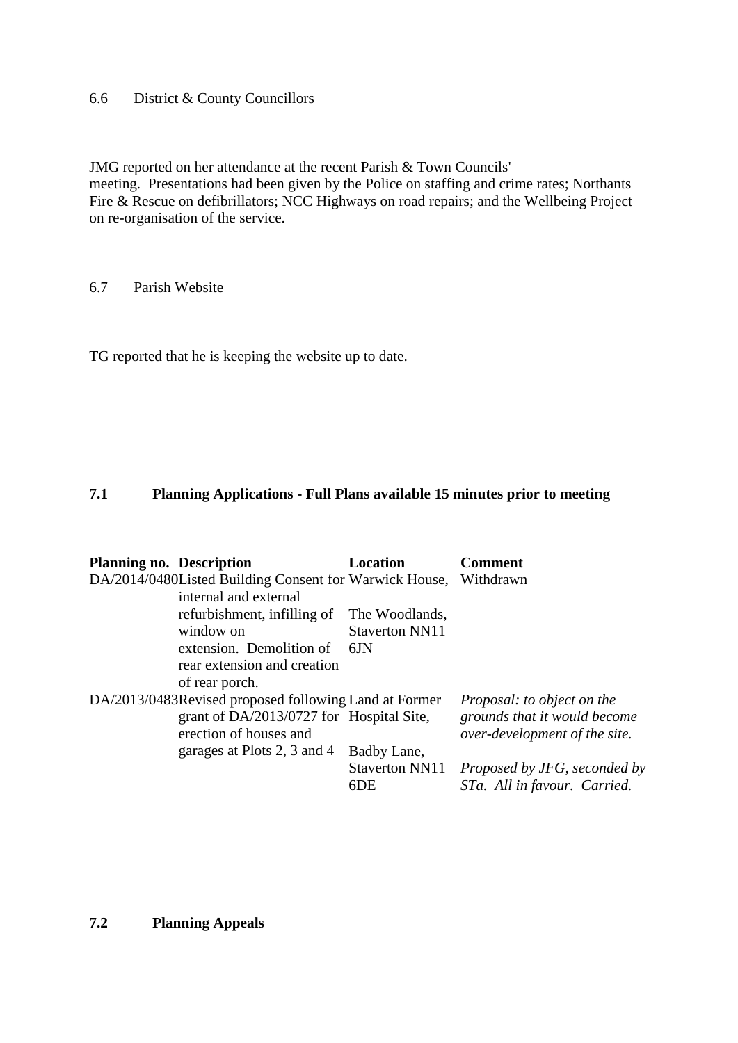6.6 District & County Councillors

JMG reported on her attendance at the recent Parish & Town Councils' meeting. Presentations had been given by the Police on staffing and crime rates; Northants Fire & Rescue on defibrillators; NCC Highways on road repairs; and the Wellbeing Project on re-organisation of the service.

6.7 Parish Website

TG reported that he is keeping the website up to date.

### 7.1 Planning Applications - Full Plans available 15 minutes prior to meeting

| Planning no. | Description | Location | Comment |
|---|---|---|---|
| DA/2014/0480 | Listed Building Consent for internal and external refurbishment, infilling of window on extension. Demolition of rear extension and creation of rear porch. | Warwick House, The Woodlands, Staverton NN11 6JN | Withdrawn |
| DA/2013/0483 | Revised proposed following grant of DA/2013/0727 for erection of houses and garages at Plots 2, 3 and 4 | Land at Former Hospital Site, Badby Lane, Staverton NN11 6DE | *Proposal: to object on the grounds that it would become over-development of the site.* *Proposed by JFG, seconded by STa. All in favour. Carried.* |

### 7.2 Planning Appeals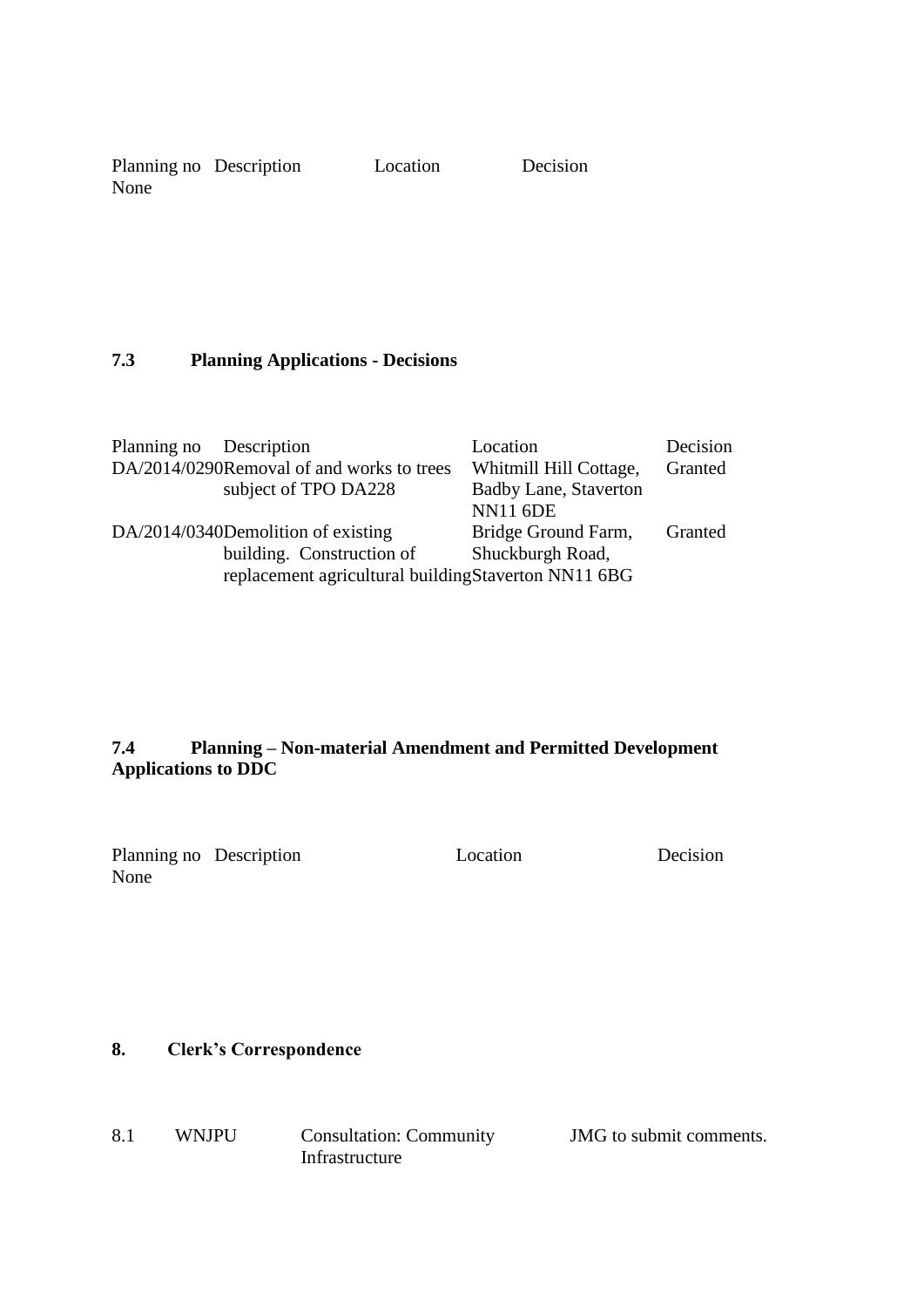| Planning no | Description | Location | Decision |
|---|---|---|---|
| None | | | |

**7.3 Planning Applications - Decisions**

| Planning no | Description | Location | Decision |
|---|---|---|---|
| DA/2014/0290 | Removal of and works to trees subject of TPO DA228 | Whitmill Hill Cottage, Badby Lane, Staverton NN11 6DE | Granted |
| DA/2014/0340 | Demolition of existing building. Construction of replacement agricultural building | Bridge Ground Farm, Shuckburgh Road, Staverton NN11 6BG | Granted |

**7.4 Planning – Non-material Amendment and Permitted Development Applications to DDC**

| Planning no | Description | Location | Decision |
|---|---|---|---|
| None | | | |

**8. Clerk's Correspondence**

| | | | |
|---|---|---|---|
| 8.1 | WNJPU | Consultation: Community Infrastructure | JMG to submit comments. |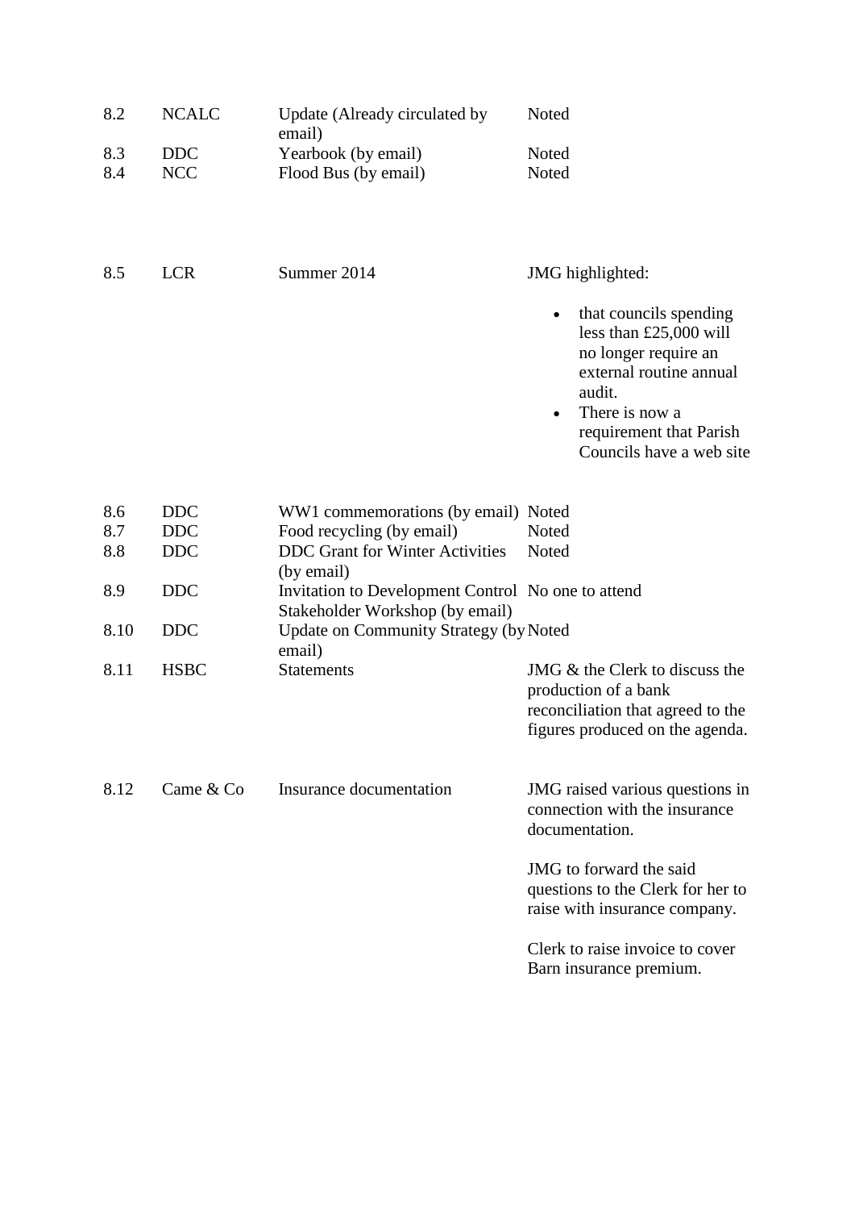| | | | |
|---|---|---|---|
| 8.2 | NCALC | Update (Already circulated by email) | Noted |
| 8.3 | DDC | Yearbook (by email) | Noted |
| 8.4 | NCC | Flood Bus (by email) | Noted |
| 8.5 | LCR | Summer 2014 | JMG highlighted:<br>• that councils spending less than £25,000 will no longer require an external routine annual audit.<br>• There is now a requirement that Parish Councils have a web site |
| 8.6 | DDC | WW1 commemorations (by email) | Noted |
| 8.7 | DDC | Food recycling (by email) | Noted |
| 8.8 | DDC | DDC Grant for Winter Activities (by email) | Noted |
| 8.9 | DDC | Invitation to Development Control Stakeholder Workshop (by email) | No one to attend |
| 8.10 | DDC | Update on Community Strategy (by email) | Noted |
| 8.11 | HSBC | Statements | JMG & the Clerk to discuss the production of a bank reconciliation that agreed to the figures produced on the agenda. |
| 8.12 | Came & Co | Insurance documentation | JMG raised various questions in connection with the insurance documentation.<br><br>JMG to forward the said questions to the Clerk for her to raise with insurance company.<br><br>Clerk to raise invoice to cover Barn insurance premium. |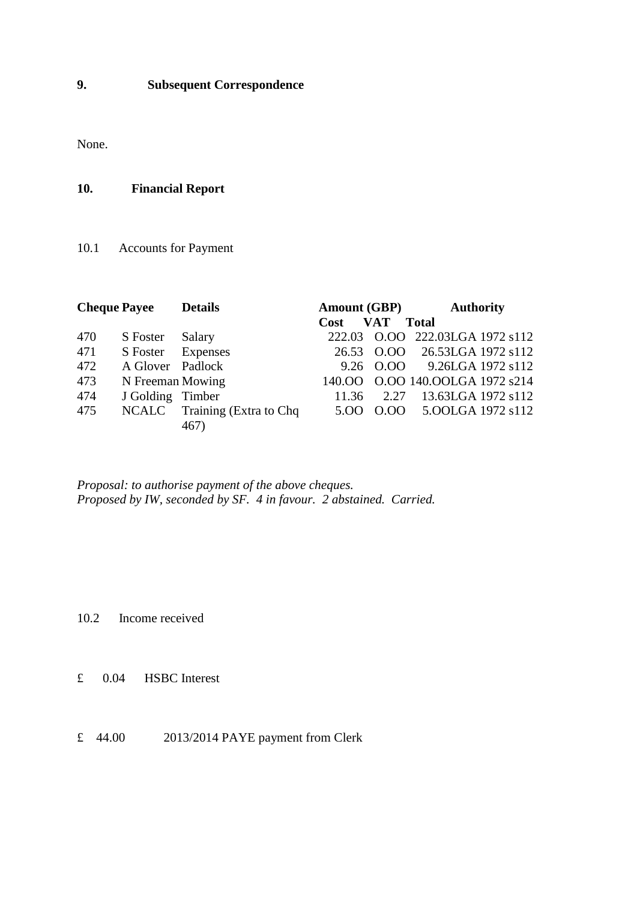**9. Subsequent Correspondence**

None.

**10. Financial Report**

10.1 Accounts for Payment

| Cheque | Payee | Details | Amount (GBP) Cost | VAT | Total | Authority |
|---|---|---|---|---|---|---|
| 470 | S Foster | Salary | 222.03 | O.OO | 222.03 | LGA 1972 s112 |
| 471 | S Foster | Expenses | 26.53 | O.OO | 26.53 | LGA 1972 s112 |
| 472 | A Glover | Padlock | 9.26 | O.OO | 9.26 | LGA 1972 s112 |
| 473 | N Freeman | Mowing | 140.OO | O.OO | 140.OO | LGA 1972 s214 |
| 474 | J Golding | Timber | 11.36 | 2.27 | 13.63 | LGA 1972 s112 |
| 475 | NCALC | Training (Extra to Chq 467) | 5.OO | O.OO | 5.OO | LGA 1972 s112 |

*Proposal: to authorise payment of the above cheques.*
*Proposed by IW, seconded by SF. 4 in favour. 2 abstained. Carried.*

10.2 Income received

£ 0.04 HSBC Interest

£ 44.00 2013/2014 PAYE payment from Clerk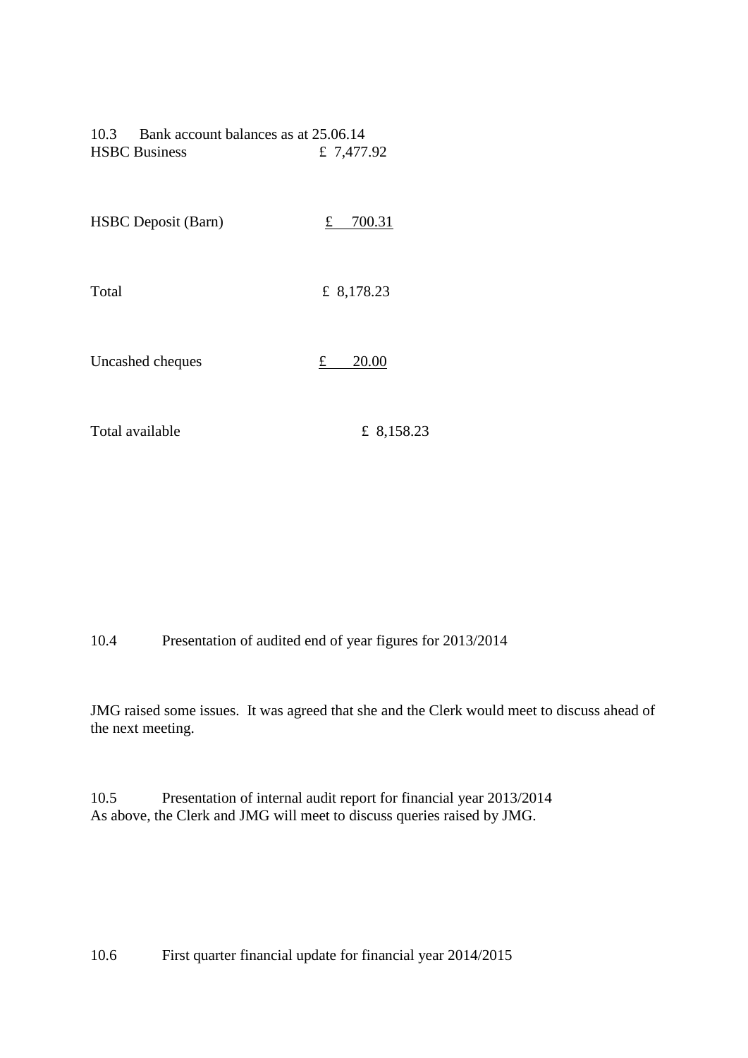10.3 Bank account balances as at 25.06.14

| | |
|---|---|
| HSBC Business | £ 7,477.92 |
| HSBC Deposit (Barn) | £ 700.31 |
| Total | £ 8,178.23 |
| Uncashed cheques | £ 20.00 |
| Total available | £ 8,158.23 |

10.4 Presentation of audited end of year figures for 2013/2014

JMG raised some issues. It was agreed that she and the Clerk would meet to discuss ahead of the next meeting.

10.5 Presentation of internal audit report for financial year 2013/2014

As above, the Clerk and JMG will meet to discuss queries raised by JMG.

10.6 First quarter financial update for financial year 2014/2015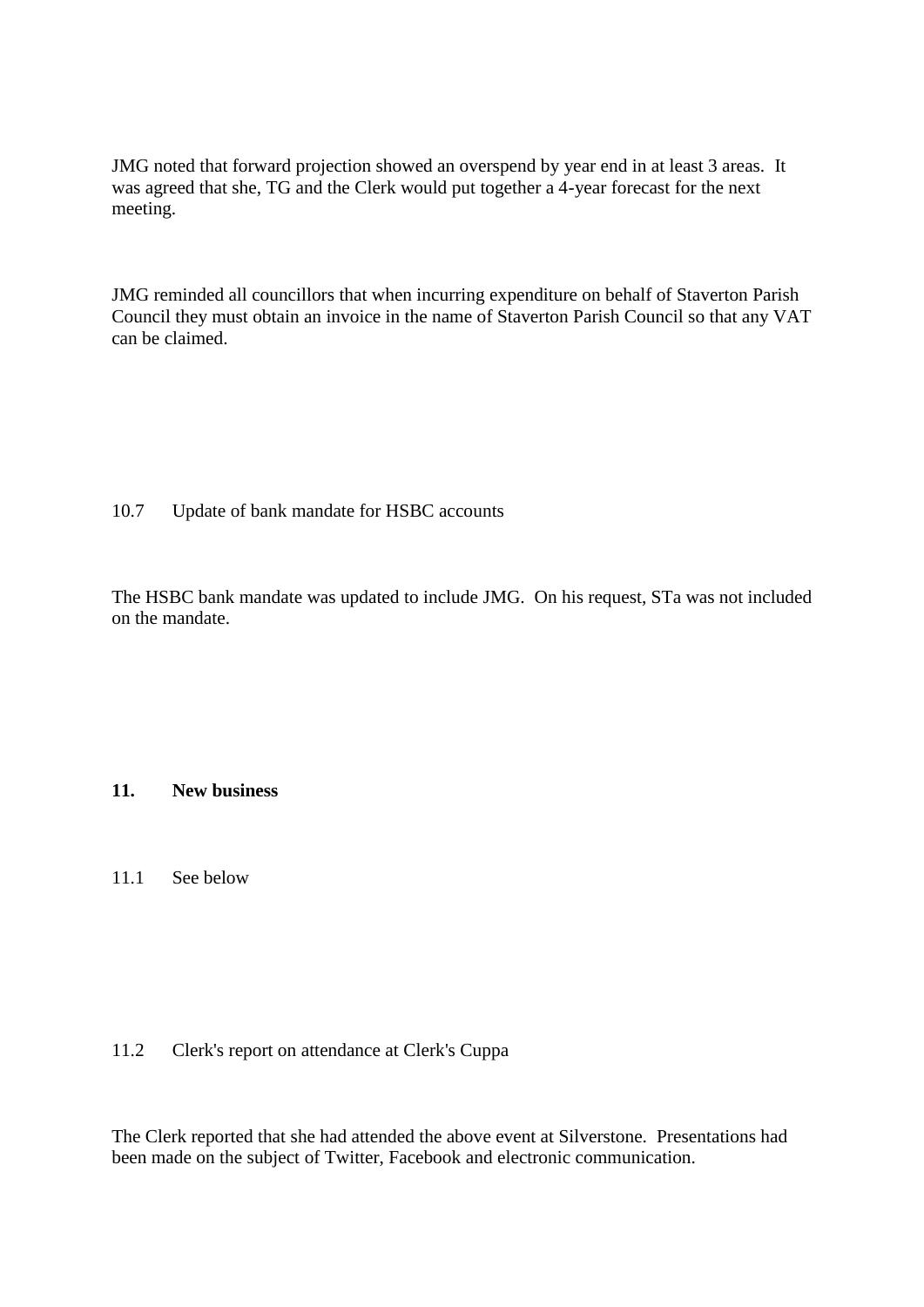JMG noted that forward projection showed an overspend by year end in at least 3 areas. It was agreed that she, TG and the Clerk would put together a 4-year forecast for the next meeting.

JMG reminded all councillors that when incurring expenditure on behalf of Staverton Parish Council they must obtain an invoice in the name of Staverton Parish Council so that any VAT can be claimed.

10.7 Update of bank mandate for HSBC accounts

The HSBC bank mandate was updated to include JMG. On his request, STa was not included on the mandate.

**11. New business**

11.1 See below

11.2 Clerk's report on attendance at Clerk's Cuppa

The Clerk reported that she had attended the above event at Silverstone. Presentations had been made on the subject of Twitter, Facebook and electronic communication.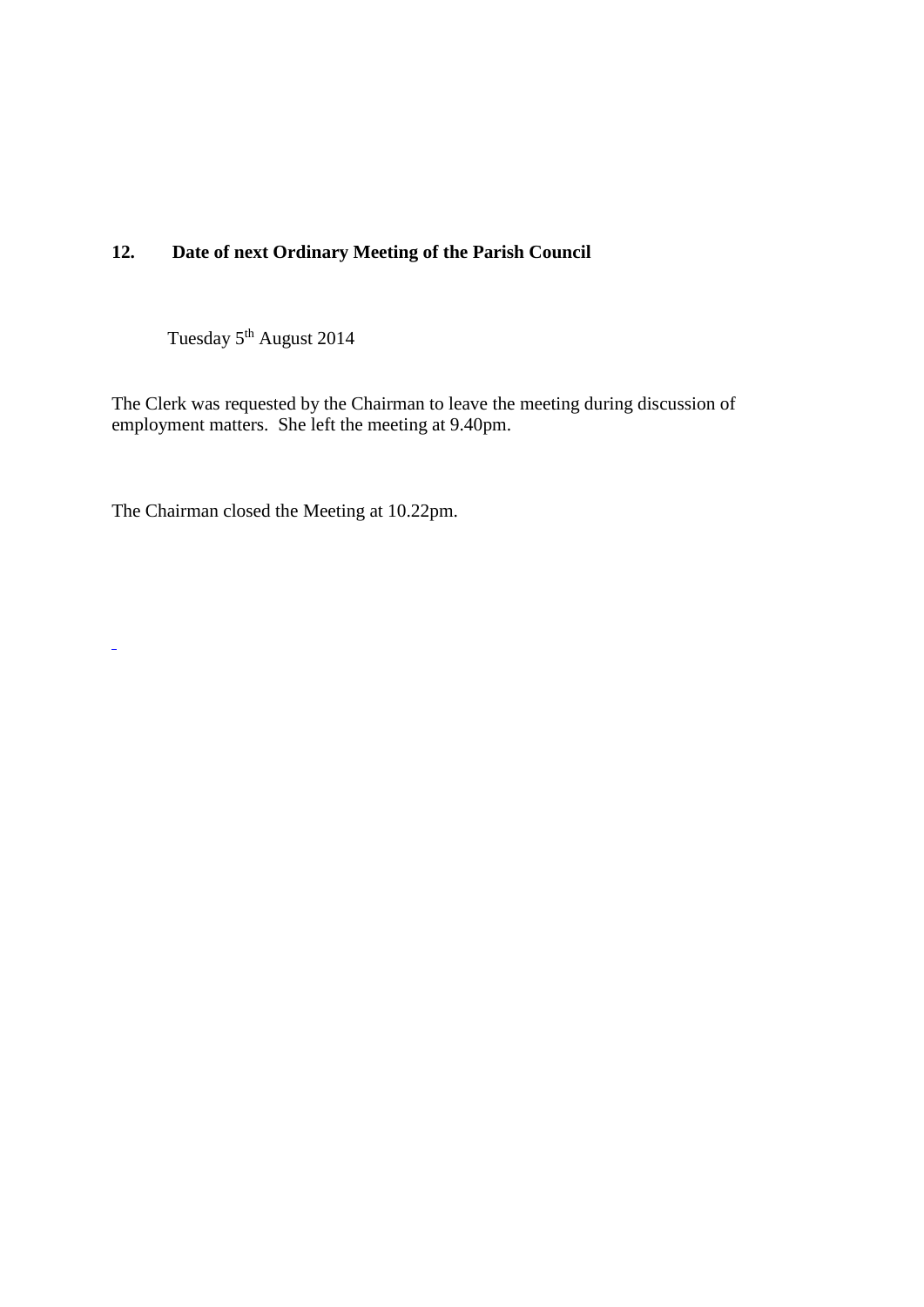**12. Date of next Ordinary Meeting of the Parish Council**

Tuesday 5th August 2014

The Clerk was requested by the Chairman to leave the meeting during discussion of employment matters. She left the meeting at 9.40pm.

The Chairman closed the Meeting at 10.22pm.